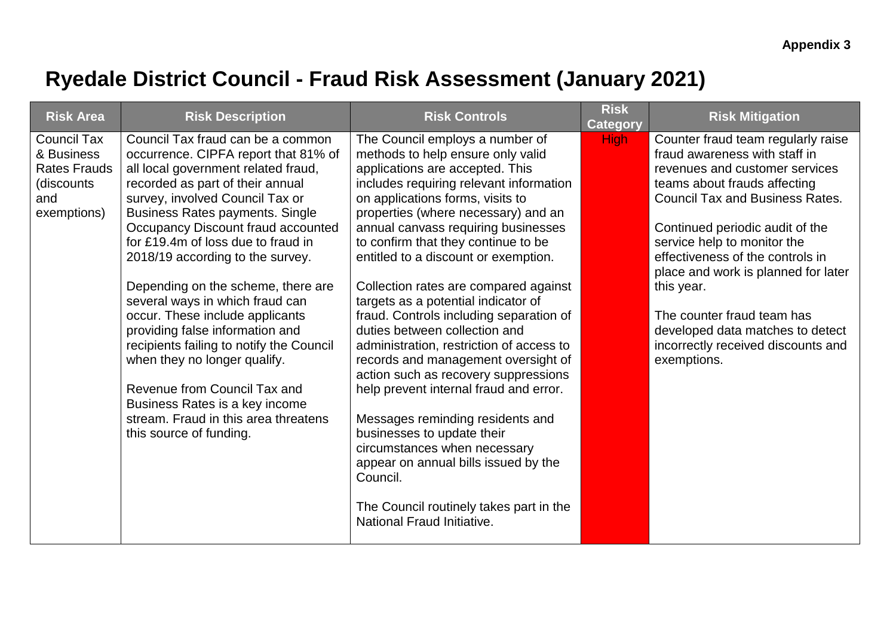**Appendix 3**

# Ryedale District Council - Fraud Risk Assessment (January 2021)

| Risk Area | Risk Description | Risk Controls | Risk Category | Risk Mitigation |
|---|---|---|---|---|
| Council Tax & Business Rates Frauds (discounts and exemptions) | Council Tax fraud can be a common occurrence. CIPFA report that 81% of all local government related fraud, recorded as part of their annual survey, involved Council Tax or Business Rates payments. Single Occupancy Discount fraud accounted for £19.4m of loss due to fraud in 2018/19 according to the survey.<br><br>Depending on the scheme, there are several ways in which fraud can occur. These include applicants providing false information and recipients failing to notify the Council when they no longer qualify.<br><br>Revenue from Council Tax and Business Rates is a key income stream. Fraud in this area threatens this source of funding. | The Council employs a number of methods to help ensure only valid applications are accepted. This includes requiring relevant information on applications forms, visits to properties (where necessary) and an annual canvass requiring businesses to confirm that they continue to be entitled to a discount or exemption.<br><br>Collection rates are compared against targets as a potential indicator of fraud. Controls including separation of duties between collection and administration, restriction of access to records and management oversight of action such as recovery suppressions help prevent internal fraud and error.<br><br>Messages reminding residents and businesses to update their circumstances when necessary appear on annual bills issued by the Council.<br><br>The Council routinely takes part in the National Fraud Initiative. | High | Counter fraud team regularly raise fraud awareness with staff in revenues and customer services teams about frauds affecting Council Tax and Business Rates.<br><br>Continued periodic audit of the service help to monitor the effectiveness of the controls in place and work is planned for later this year.<br><br>The counter fraud team has developed data matches to detect incorrectly received discounts and exemptions. |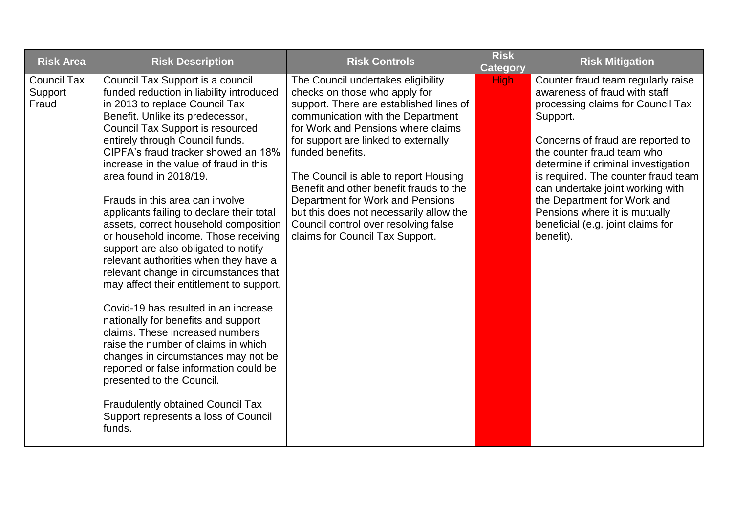| Risk Area | Risk Description | Risk Controls | Risk Category | Risk Mitigation |
|---|---|---|---|---|
| Council Tax Support Fraud | Council Tax Support is a council funded reduction in liability introduced in 2013 to replace Council Tax Benefit. Unlike its predecessor, Council Tax Support is resourced entirely through Council funds. CIPFA's fraud tracker showed an 18% increase in the value of fraud in this area found in 2018/19.<br><br>Frauds in this area can involve applicants failing to declare their total assets, correct household composition or household income. Those receiving support are also obligated to notify relevant authorities when they have a relevant change in circumstances that may affect their entitlement to support.<br><br>Covid-19 has resulted in an increase nationally for benefits and support claims. These increased numbers raise the number of claims in which changes in circumstances may not be reported or false information could be presented to the Council.<br><br>Fraudulently obtained Council Tax Support represents a loss of Council funds. | The Council undertakes eligibility checks on those who apply for support. There are established lines of communication with the Department for Work and Pensions where claims for support are linked to externally funded benefits.<br><br>The Council is able to report Housing Benefit and other benefit frauds to the Department for Work and Pensions but this does not necessarily allow the Council control over resolving false claims for Council Tax Support. | High | Counter fraud team regularly raise awareness of fraud with staff processing claims for Council Tax Support.<br><br>Concerns of fraud are reported to the counter fraud team who determine if criminal investigation is required. The counter fraud team can undertake joint working with the Department for Work and Pensions where it is mutually beneficial (e.g. joint claims for benefit). |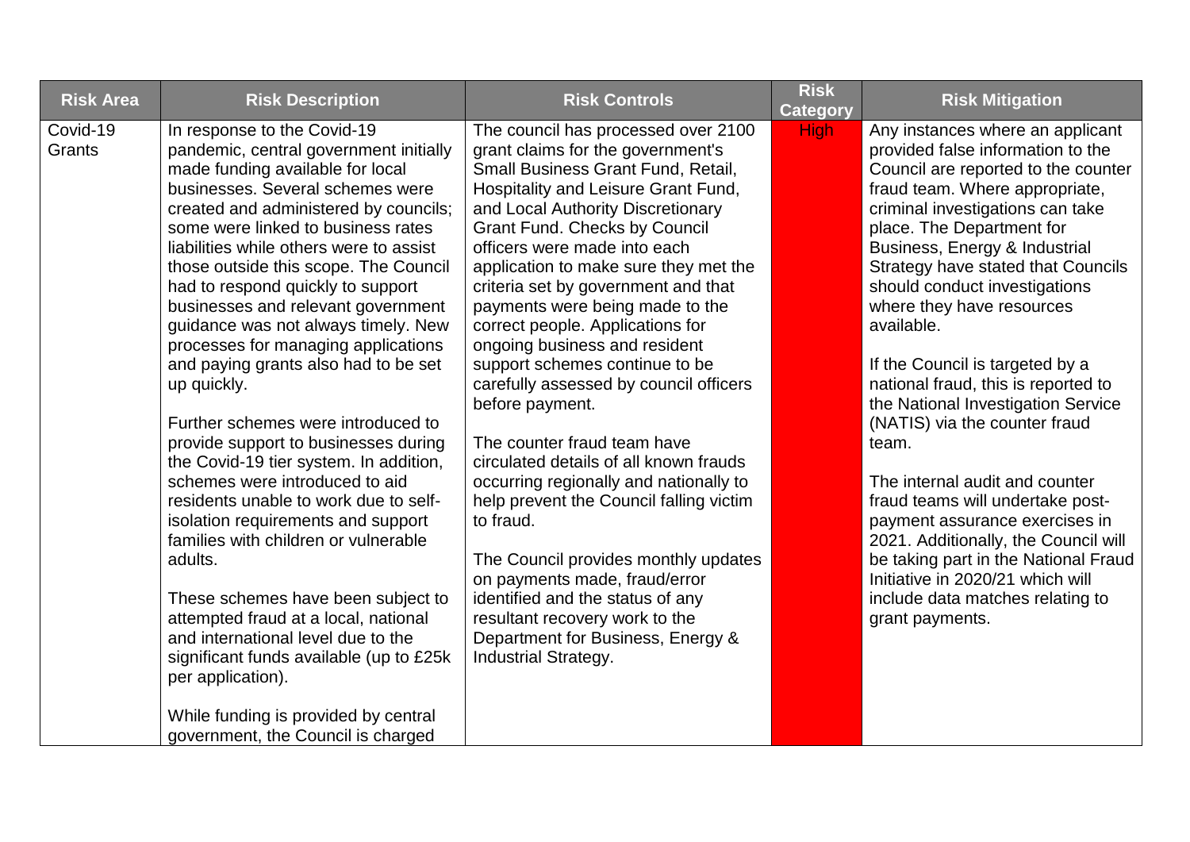| Risk Area | Risk Description | Risk Controls | Risk Category | Risk Mitigation |
|---|---|---|---|---|
| Covid-19 Grants | In response to the Covid-19 pandemic, central government initially made funding available for local businesses. Several schemes were created and administered by councils; some were linked to business rates liabilities while others were to assist those outside this scope. The Council had to respond quickly to support businesses and relevant government guidance was not always timely. New processes for managing applications and paying grants also had to be set up quickly.<br><br>Further schemes were introduced to provide support to businesses during the Covid-19 tier system. In addition, schemes were introduced to aid residents unable to work due to self-isolation requirements and support families with children or vulnerable adults.<br><br>These schemes have been subject to attempted fraud at a local, national and international level due to the significant funds available (up to £25k per application).<br><br>While funding is provided by central government, the Council is charged | The council has processed over 2100 grant claims for the government's Small Business Grant Fund, Retail, Hospitality and Leisure Grant Fund, and Local Authority Discretionary Grant Fund. Checks by Council officers were made into each application to make sure they met the criteria set by government and that payments were being made to the correct people. Applications for ongoing business and resident support schemes continue to be carefully assessed by council officers before payment.<br><br>The counter fraud team have circulated details of all known frauds occurring regionally and nationally to help prevent the Council falling victim to fraud.<br><br>The Council provides monthly updates on payments made, fraud/error identified and the status of any resultant recovery work to the Department for Business, Energy & Industrial Strategy. | High | Any instances where an applicant provided false information to the Council are reported to the counter fraud team. Where appropriate, criminal investigations can take place. The Department for Business, Energy & Industrial Strategy have stated that Councils should conduct investigations where they have resources available.<br><br>If the Council is targeted by a national fraud, this is reported to the National Investigation Service (NATIS) via the counter fraud team.<br><br>The internal audit and counter fraud teams will undertake post-payment assurance exercises in 2021. Additionally, the Council will be taking part in the National Fraud Initiative in 2020/21 which will include data matches relating to grant payments. |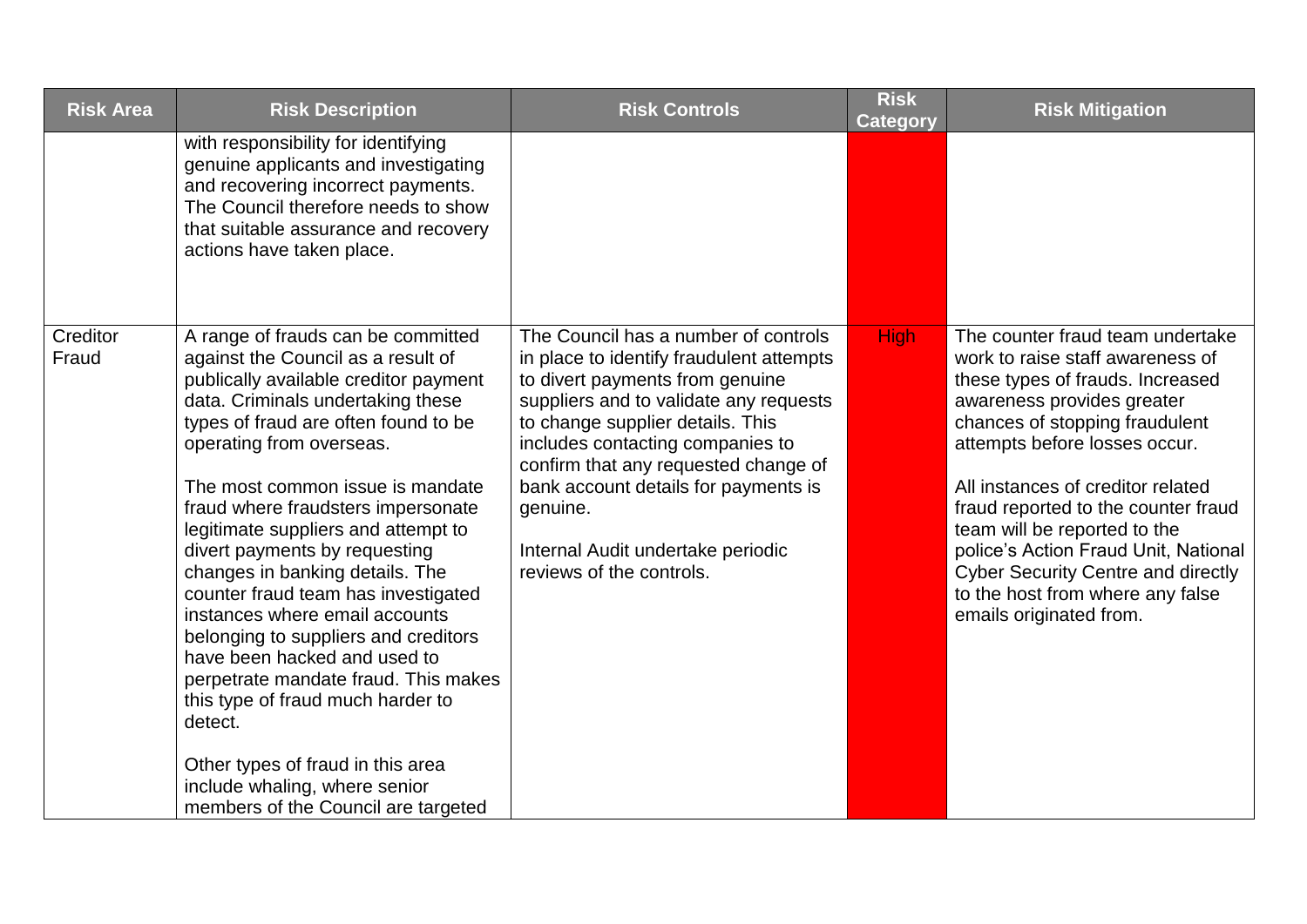| Risk Area | Risk Description | Risk Controls | Risk Category | Risk Mitigation |
|---|---|---|---|---|
| | with responsibility for identifying genuine applicants and investigating and recovering incorrect payments. The Council therefore needs to show that suitable assurance and recovery actions have taken place. | | | |
| Creditor Fraud | A range of frauds can be committed against the Council as a result of publically available creditor payment data. Criminals undertaking these types of fraud are often found to be operating from overseas.<br><br>The most common issue is mandate fraud where fraudsters impersonate legitimate suppliers and attempt to divert payments by requesting changes in banking details. The counter fraud team has investigated instances where email accounts belonging to suppliers and creditors have been hacked and used to perpetrate mandate fraud. This makes this type of fraud much harder to detect.<br><br>Other types of fraud in this area include whaling, where senior members of the Council are targeted | The Council has a number of controls in place to identify fraudulent attempts to divert payments from genuine suppliers and to validate any requests to change supplier details. This includes contacting companies to confirm that any requested change of bank account details for payments is genuine.<br><br>Internal Audit undertake periodic reviews of the controls. | High | The counter fraud team undertake work to raise staff awareness of these types of frauds. Increased awareness provides greater chances of stopping fraudulent attempts before losses occur.<br><br>All instances of creditor related fraud reported to the counter fraud team will be reported to the police's Action Fraud Unit, National Cyber Security Centre and directly to the host from where any false emails originated from. |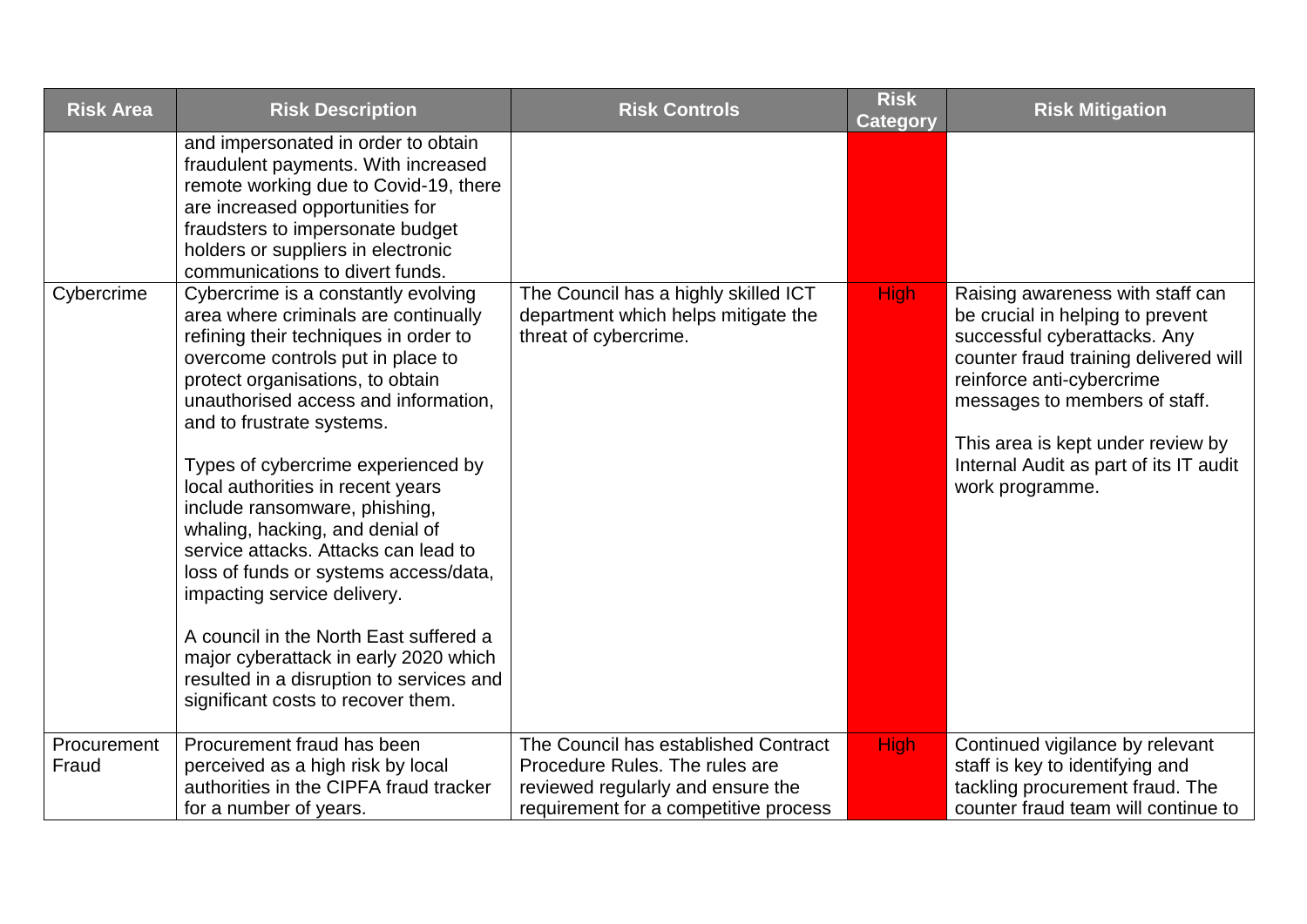| Risk Area | Risk Description | Risk Controls | Risk Category | Risk Mitigation |
|---|---|---|---|---|
| | and impersonated in order to obtain fraudulent payments. With increased remote working due to Covid-19, there are increased opportunities for fraudsters to impersonate budget holders or suppliers in electronic communications to divert funds. | | | |
| Cybercrime | Cybercrime is a constantly evolving area where criminals are continually refining their techniques in order to overcome controls put in place to protect organisations, to obtain unauthorised access and information, and to frustrate systems.<br><br>Types of cybercrime experienced by local authorities in recent years include ransomware, phishing, whaling, hacking, and denial of service attacks. Attacks can lead to loss of funds or systems access/data, impacting service delivery.<br><br>A council in the North East suffered a major cyberattack in early 2020 which resulted in a disruption to services and significant costs to recover them. | The Council has a highly skilled ICT department which helps mitigate the threat of cybercrime. | High | Raising awareness with staff can be crucial in helping to prevent successful cyberattacks. Any counter fraud training delivered will reinforce anti-cybercrime messages to members of staff.<br><br>This area is kept under review by Internal Audit as part of its IT audit work programme. |
| Procurement Fraud | Procurement fraud has been perceived as a high risk by local authorities in the CIPFA fraud tracker for a number of years. | The Council has established Contract Procedure Rules. The rules are reviewed regularly and ensure the requirement for a competitive process | High | Continued vigilance by relevant staff is key to identifying and tackling procurement fraud. The counter fraud team will continue to |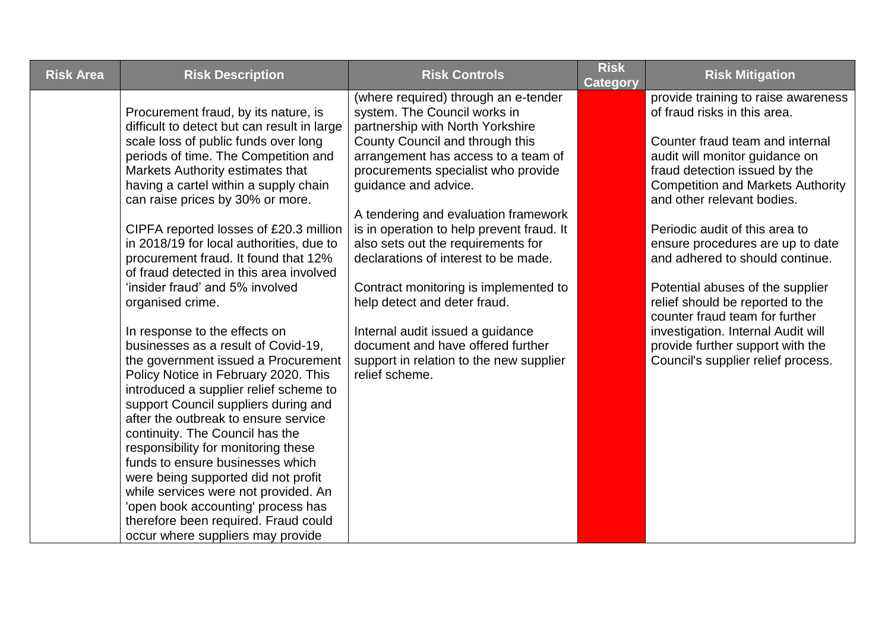| Risk Area | Risk Description | Risk Controls | Risk Category | Risk Mitigation |
|---|---|---|---|---|
| | Procurement fraud, by its nature, is difficult to detect but can result in large scale loss of public funds over long periods of time. The Competition and Markets Authority estimates that having a cartel within a supply chain can raise prices by 30% or more.<br><br>CIPFA reported losses of £20.3 million in 2018/19 for local authorities, due to procurement fraud. It found that 12% of fraud detected in this area involved 'insider fraud' and 5% involved organised crime.<br><br>In response to the effects on businesses as a result of Covid-19, the government issued a Procurement Policy Notice in February 2020. This introduced a supplier relief scheme to support Council suppliers during and after the outbreak to ensure service continuity. The Council has the responsibility for monitoring these funds to ensure businesses which were being supported did not profit while services were not provided. An 'open book accounting' process has therefore been required. Fraud could occur where suppliers may provide | (where required) through an e-tender system. The Council works in partnership with North Yorkshire County Council and through this arrangement has access to a team of procurements specialist who provide guidance and advice.<br><br>A tendering and evaluation framework is in operation to help prevent fraud. It also sets out the requirements for declarations of interest to be made.<br><br>Contract monitoring is implemented to help detect and deter fraud.<br><br>Internal audit issued a guidance document and have offered further support in relation to the new supplier relief scheme. | | provide training to raise awareness of fraud risks in this area.<br><br>Counter fraud team and internal audit will monitor guidance on fraud detection issued by the Competition and Markets Authority and other relevant bodies.<br><br>Periodic audit of this area to ensure procedures are up to date and adhered to should continue.<br><br>Potential abuses of the supplier relief should be reported to the counter fraud team for further investigation. Internal Audit will provide further support with the Council's supplier relief process. |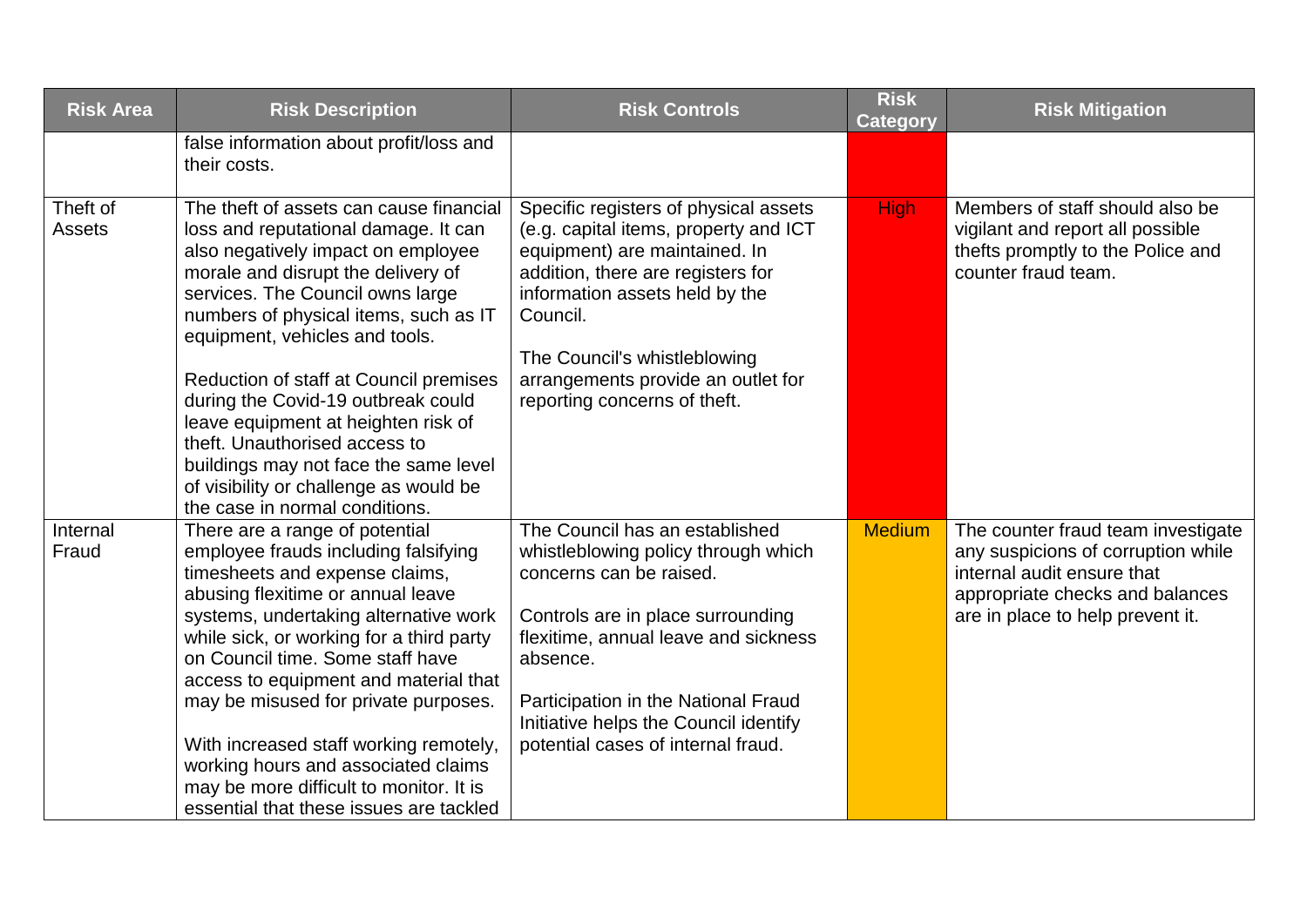| Risk Area | Risk Description | Risk Controls | Risk Category | Risk Mitigation |
|---|---|---|---|---|
| | false information about profit/loss and their costs. | | | |
| Theft of Assets | The theft of assets can cause financial loss and reputational damage. It can also negatively impact on employee morale and disrupt the delivery of services. The Council owns large numbers of physical items, such as IT equipment, vehicles and tools.<br><br>Reduction of staff at Council premises during the Covid-19 outbreak could leave equipment at heighten risk of theft. Unauthorised access to buildings may not face the same level of visibility or challenge as would be the case in normal conditions. | Specific registers of physical assets (e.g. capital items, property and ICT equipment) are maintained. In addition, there are registers for information assets held by the Council.<br><br>The Council's whistleblowing arrangements provide an outlet for reporting concerns of theft. | High | Members of staff should also be vigilant and report all possible thefts promptly to the Police and counter fraud team. |
| Internal Fraud | There are a range of potential employee frauds including falsifying timesheets and expense claims, abusing flexitime or annual leave systems, undertaking alternative work while sick, or working for a third party on Council time. Some staff have access to equipment and material that may be misused for private purposes.<br><br>With increased staff working remotely, working hours and associated claims may be more difficult to monitor. It is essential that these issues are tackled | The Council has an established whistleblowing policy through which concerns can be raised.<br><br>Controls are in place surrounding flexitime, annual leave and sickness absence.<br><br>Participation in the National Fraud Initiative helps the Council identify potential cases of internal fraud. | Medium | The counter fraud team investigate any suspicions of corruption while internal audit ensure that appropriate checks and balances are in place to help prevent it. |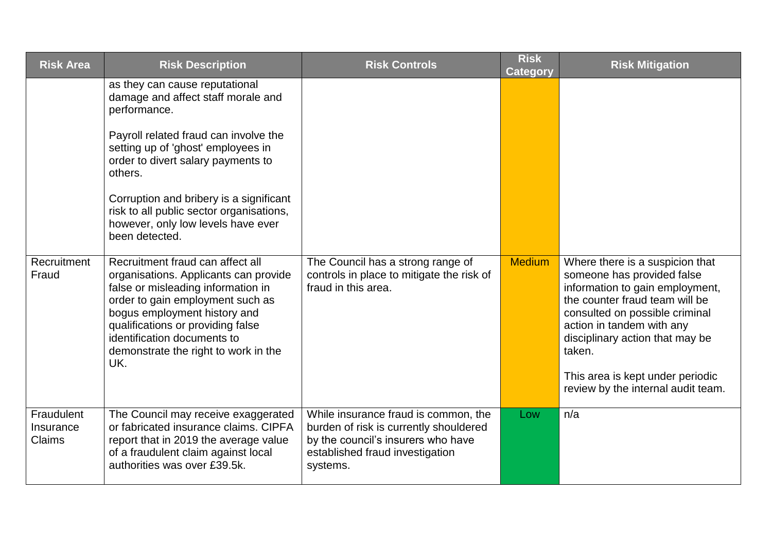| Risk Area | Risk Description | Risk Controls | Risk Category | Risk Mitigation |
|---|---|---|---|---|
| | as they can cause reputational damage and affect staff morale and performance.<br><br>Payroll related fraud can involve the setting up of 'ghost' employees in order to divert salary payments to others.<br><br>Corruption and bribery is a significant risk to all public sector organisations, however, only low levels have ever been detected. | | | |
| Recruitment Fraud | Recruitment fraud can affect all organisations. Applicants can provide false or misleading information in order to gain employment such as bogus employment history and qualifications or providing false identification documents to demonstrate the right to work in the UK. | The Council has a strong range of controls in place to mitigate the risk of fraud in this area. | Medium | Where there is a suspicion that someone has provided false information to gain employment, the counter fraud team will be consulted on possible criminal action in tandem with any disciplinary action that may be taken.<br><br>This area is kept under periodic review by the internal audit team. |
| Fraudulent Insurance Claims | The Council may receive exaggerated or fabricated insurance claims. CIPFA report that in 2019 the average value of a fraudulent claim against local authorities was over £39.5k. | While insurance fraud is common, the burden of risk is currently shouldered by the council's insurers who have established fraud investigation systems. | Low | n/a |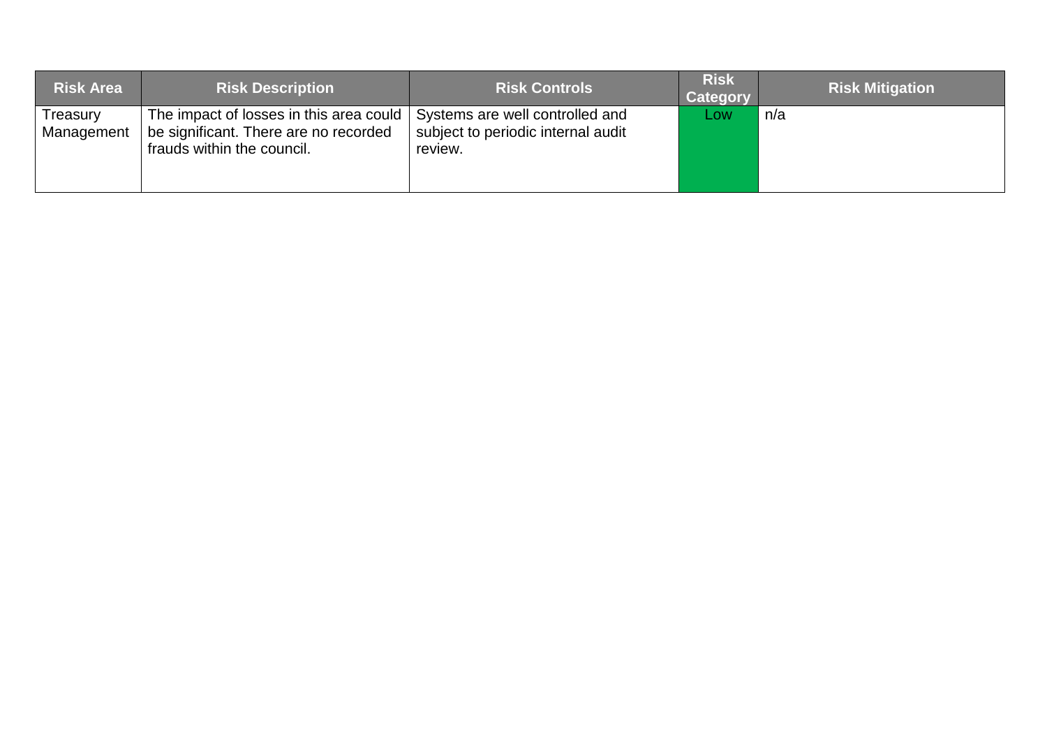| Risk Area | Risk Description | Risk Controls | Risk Category | Risk Mitigation |
|---|---|---|---|---|
| Treasury Management | The impact of losses in this area could be significant. There are no recorded frauds within the council. | Systems are well controlled and subject to periodic internal audit review. | Low | n/a |